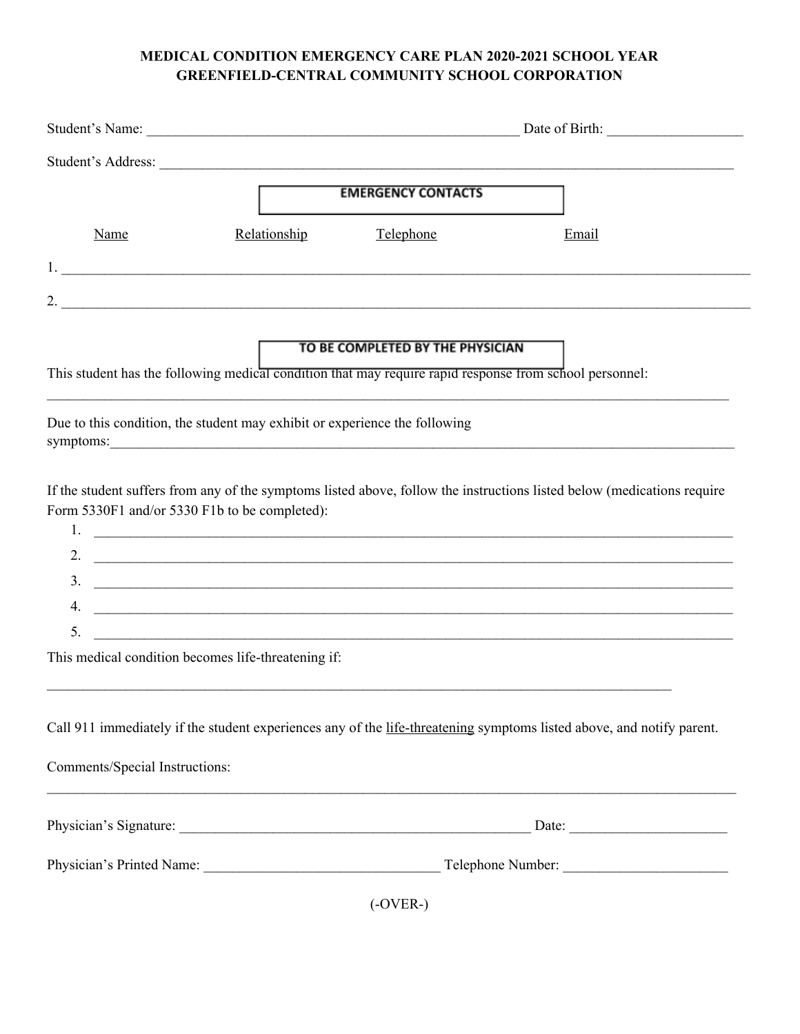# MEDICAL CONDITION EMERGENCY CARE PLAN 2020-2021 SCHOOL YEAR
# GREENFIELD-CENTRAL COMMUNITY SCHOOL CORPORATION

Student's Name: ______________________________________________________ Date of Birth: ___________________

Student's Address: _________________________________________________________________________________

## EMERGENCY CONTACTS

| Name | Relationship | Telephone | Email |
|---|---|---|---|
| 1. | | | |
| 2. | | | |

## TO BE COMPLETED BY THE PHYSICIAN

This student has the following medical condition that may require rapid response from school personnel:

_____________________________________________________________________________________________________

Due to this condition, the student may exhibit or experience the following symptoms:_____________________________________________________________________________________________

If the student suffers from any of the symptoms listed above, follow the instructions listed below (medications require Form 5330F1 and/or 5330 F1b to be completed):

1. _____________________________________________________________________________________________
2. _____________________________________________________________________________________________
3. _____________________________________________________________________________________________
4. _____________________________________________________________________________________________
5. _____________________________________________________________________________________________

This medical condition becomes life-threatening if:

_____________________________________________________________________________________________

Call 911 immediately if the student experiences any of the <u>life-threatening</u> symptoms listed above, and notify parent.

Comments/Special Instructions:

_____________________________________________________________________________________________________

Physician's Signature: ___________________________________________________ Date: ______________________

Physician's Printed Name: _________________________________ Telephone Number: _______________________

(-OVER-)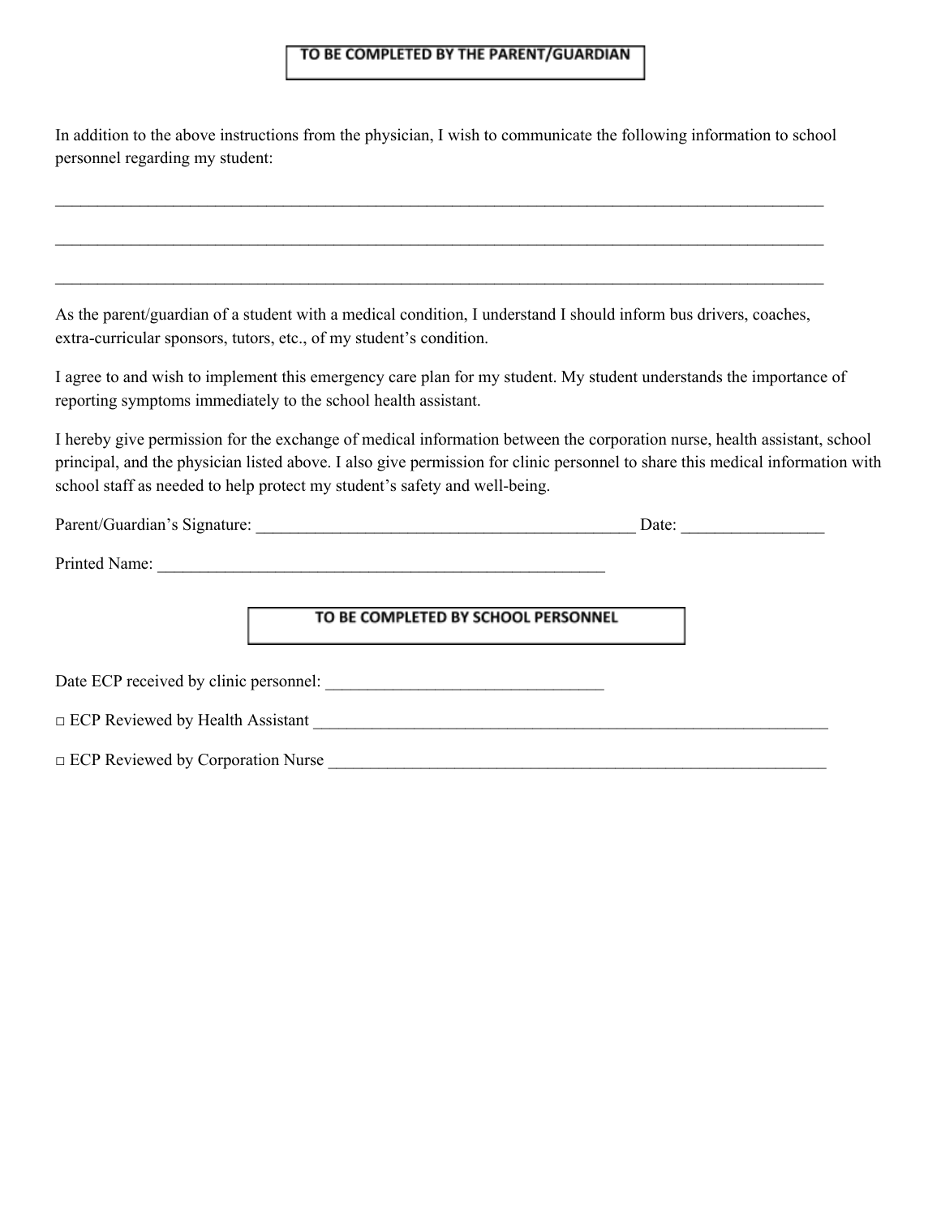## TO BE COMPLETED BY THE PARENT/GUARDIAN

In addition to the above instructions from the physician, I wish to communicate the following information to school personnel regarding my student:

____________________________________________________________________________________________

____________________________________________________________________________________________

____________________________________________________________________________________________

As the parent/guardian of a student with a medical condition, I understand I should inform bus drivers, coaches, extra-curricular sponsors, tutors, etc., of my student's condition.

I agree to and wish to implement this emergency care plan for my student. My student understands the importance of reporting symptoms immediately to the school health assistant.

I hereby give permission for the exchange of medical information between the corporation nurse, health assistant, school principal, and the physician listed above. I also give permission for clinic personnel to share this medical information with school staff as needed to help protect my student's safety and well-being.

Parent/Guardian's Signature: ____________________________________________ Date: ________________

Printed Name: ____________________________________________________

## TO BE COMPLETED BY SCHOOL PERSONNEL

Date ECP received by clinic personnel: ________________________________

□ ECP Reviewed by Health Assistant ____________________________________________________________

□ ECP Reviewed by Corporation Nurse __________________________________________________________